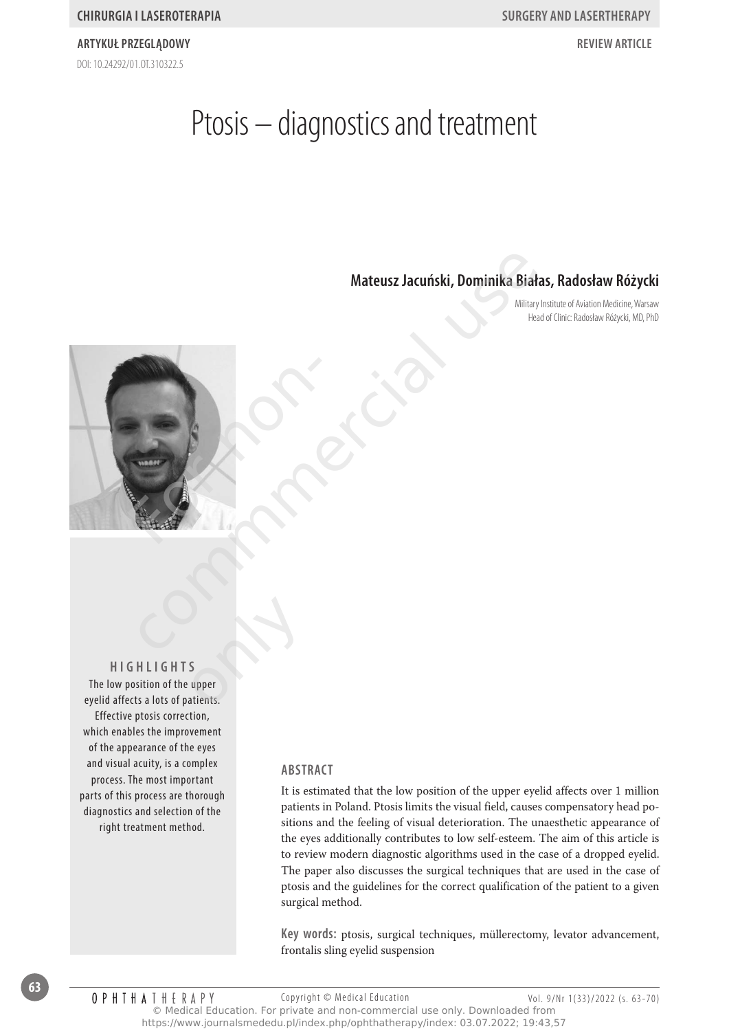CHIRURGIA I LASEROTERAPIA — SURGERY AND LASERTHERAPY

ARTYKUŁ PRZEGLĄDOWY — REVIEW ARTICLE

DOI: 10.24292/01.OT.310322.5

# Ptosis – diagnostics and treatment

**Mateusz Jacuński, Dominika Białas, Radosław Różycki**

Military Institute of Aviation Medicine, Warsaw
Head of Clinic: Radosław Różycki, MD, PhD

## HIGHLIGHTS

The low position of the upper eyelid affects a lots of patients. Effective ptosis correction, which enables the improvement of the appearance of the eyes and visual acuity, is a complex process. The most important parts of this process are thorough diagnostics and selection of the right treatment method.

## ABSTRACT

It is estimated that the low position of the upper eyelid affects over 1 million patients in Poland. Ptosis limits the visual field, causes compensatory head positions and the feeling of visual deterioration. The unaesthetic appearance of the eyes additionally contributes to low self-esteem. The aim of this article is to review modern diagnostic algorithms used in the case of a dropped eyelid. The paper also discusses the surgical techniques that are used in the case of ptosis and the guidelines for the correct qualification of the patient to a given surgical method.

**Key words:** ptosis, surgical techniques, müllerectomy, levator advancement, frontalis sling eyelid suspension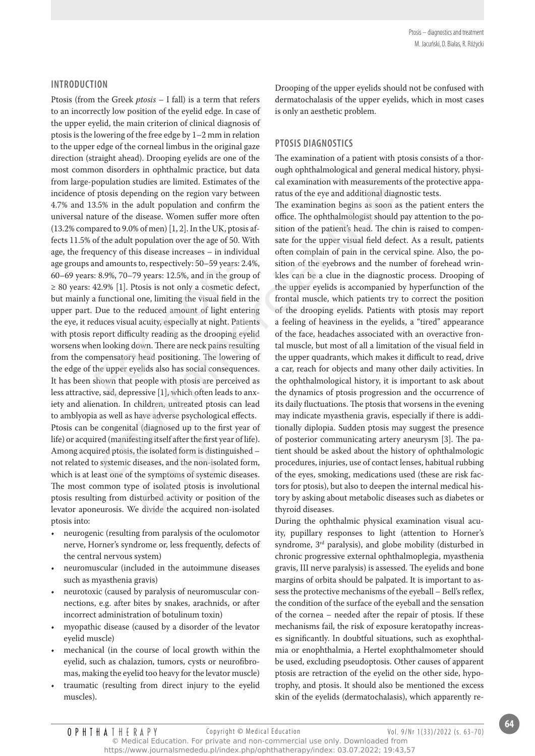## INTRODUCTION

Ptosis (from the Greek *ptosis* – I fall) is a term that refers to an incorrectly low position of the eyelid edge. In case of the upper eyelid, the main criterion of clinical diagnosis of ptosis is the lowering of the free edge by 1–2 mm in relation to the upper edge of the corneal limbus in the original gaze direction (straight ahead). Drooping eyelids are one of the most common disorders in ophthalmic practice, but data from large-population studies are limited. Estimates of the incidence of ptosis depending on the region vary between 4.7% and 13.5% in the adult population and confirm the universal nature of the disease. Women suffer more often (13.2% compared to 9.0% of men) [1, 2]. In the UK, ptosis affects 11.5% of the adult population over the age of 50. With age, the frequency of this disease increases – in individual age groups and amounts to, respectively: 50–59 years: 2.4%, 60–69 years: 8.9%, 70–79 years: 12.5%, and in the group of ≥ 80 years: 42.9% [1]. Ptosis is not only a cosmetic defect, but mainly a functional one, limiting the visual field in the upper part. Due to the reduced amount of light entering the eye, it reduces visual acuity, especially at night. Patients with ptosis report difficulty reading as the drooping eyelid worsens when looking down. There are neck pains resulting from the compensatory head positioning. The lowering of the edge of the upper eyelids also has social consequences. It has been shown that people with ptosis are perceived as less attractive, sad, depressive [1], which often leads to anxiety and alienation. In children, untreated ptosis can lead to amblyopia as well as have adverse psychological effects.

Ptosis can be congenital (diagnosed up to the first year of life) or acquired (manifesting itself after the first year of life). Among acquired ptosis, the isolated form is distinguished – not related to systemic diseases, and the non-isolated form, which is at least one of the symptoms of systemic diseases. The most common type of isolated ptosis is involutional ptosis resulting from disturbed activity or position of the levator aponeurosis. We divide the acquired non-isolated ptosis into:

- neurogenic (resulting from paralysis of the oculomotor nerve, Horner's syndrome or, less frequently, defects of the central nervous system)
- neuromuscular (included in the autoimmune diseases such as myasthenia gravis)
- neurotoxic (caused by paralysis of neuromuscular connections, e.g. after bites by snakes, arachnids, or after incorrect administration of botulinum toxin)
- myopathic disease (caused by a disorder of the levator eyelid muscle)
- mechanical (in the course of local growth within the eyelid, such as chalazion, tumors, cysts or neurofibromas, making the eyelid too heavy for the levator muscle)
- traumatic (resulting from direct injury to the eyelid muscles).

Drooping of the upper eyelids should not be confused with dermatochalasis of the upper eyelids, which in most cases is only an aesthetic problem.

## PTOSIS DIAGNOSTICS

The examination of a patient with ptosis consists of a thorough ophthalmological and general medical history, physical examination with measurements of the protective apparatus of the eye and additional diagnostic tests.

The examination begins as soon as the patient enters the office. The ophthalmologist should pay attention to the position of the patient's head. The chin is raised to compensate for the upper visual field defect. As a result, patients often complain of pain in the cervical spine. Also, the position of the eyebrows and the number of forehead wrinkles can be a clue in the diagnostic process. Drooping of the upper eyelids is accompanied by hyperfunction of the frontal muscle, which patients try to correct the position of the drooping eyelids. Patients with ptosis may report a feeling of heaviness in the eyelids, a "tired" appearance of the face, headaches associated with an overactive frontal muscle, but most of all a limitation of the visual field in the upper quadrants, which makes it difficult to read, drive a car, reach for objects and many other daily activities. In the ophthalmological history, it is important to ask about the dynamics of ptosis progression and the occurrence of its daily fluctuations. The ptosis that worsens in the evening may indicate myasthenia gravis, especially if there is additionally diplopia. Sudden ptosis may suggest the presence of posterior communicating artery aneurysm [3]. The patient should be asked about the history of ophthalmologic procedures, injuries, use of contact lenses, habitual rubbing of the eyes, smoking, medications used (these are risk factors for ptosis), but also to deepen the internal medical history by asking about metabolic diseases such as diabetes or thyroid diseases.

During the ophthalmic physical examination visual acuity, pupillary responses to light (attention to Horner's syndrome, 3rd paralysis), and globe mobility (disturbed in chronic progressive external ophthalmoplegia, myasthenia gravis, III nerve paralysis) is assessed. The eyelids and bone margins of orbita should be palpated. It is important to assess the protective mechanisms of the eyeball – Bell's reflex, the condition of the surface of the eyeball and the sensation of the cornea – needed after the repair of ptosis. If these mechanisms fail, the risk of exposure keratopathy increases significantly. In doubtful situations, such as exophthalmia or enophthalmia, a Hertel exophthalmometer should be used, excluding pseudoptosis. Other causes of apparent ptosis are retraction of the eyelid on the other side, hypotrophy, and ptosis. It should also be mentioned the excess skin of the eyelids (dermatochalasis), which apparently re-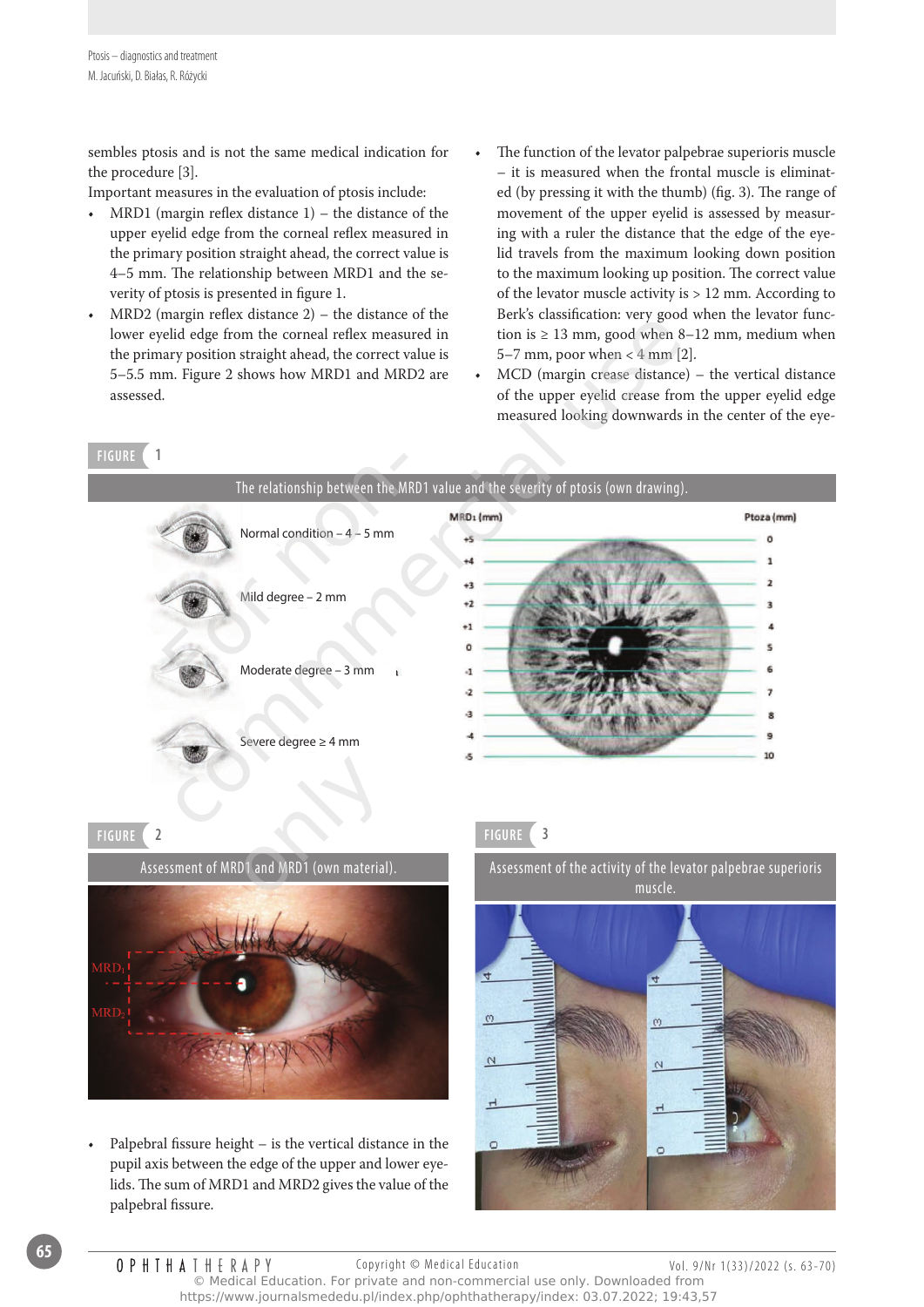sembles ptosis and is not the same medical indication for the procedure [3].

Important measures in the evaluation of ptosis include:

- MRD1 (margin reflex distance 1) – the distance of the upper eyelid edge from the corneal reflex measured in the primary position straight ahead, the correct value is 4–5 mm. The relationship between MRD1 and the severity of ptosis is presented in figure 1.
- MRD2 (margin reflex distance 2) – the distance of the lower eyelid edge from the corneal reflex measured in the primary position straight ahead, the correct value is 5–5.5 mm. Figure 2 shows how MRD1 and MRD2 are assessed.
- The function of the levator palpebrae superioris muscle – it is measured when the frontal muscle is eliminated (by pressing it with the thumb) (fig. 3). The range of movement of the upper eyelid is assessed by measuring with a ruler the distance that the edge of the eyelid travels from the maximum looking down position to the maximum looking up position. The correct value of the levator muscle activity is > 12 mm. According to Berk's classification: very good when the levator function is ≥ 13 mm, good when 8–12 mm, medium when 5–7 mm, poor when < 4 mm [2].
- MCD (margin crease distance) – the vertical distance of the upper eyelid crease from the upper eyelid edge measured looking downwards in the center of the eye-

FIGURE 1

The relationship between the MRD1 value and the severity of ptosis (own drawing).

FIGURE 2

Assessment of MRD1 and MRD1 (own material).

FIGURE 3

Assessment of the activity of the levator palpebrae superioris muscle.

- Palpebral fissure height – is the vertical distance in the pupil axis between the edge of the upper and lower eyelids. The sum of MRD1 and MRD2 gives the value of the palpebral fissure.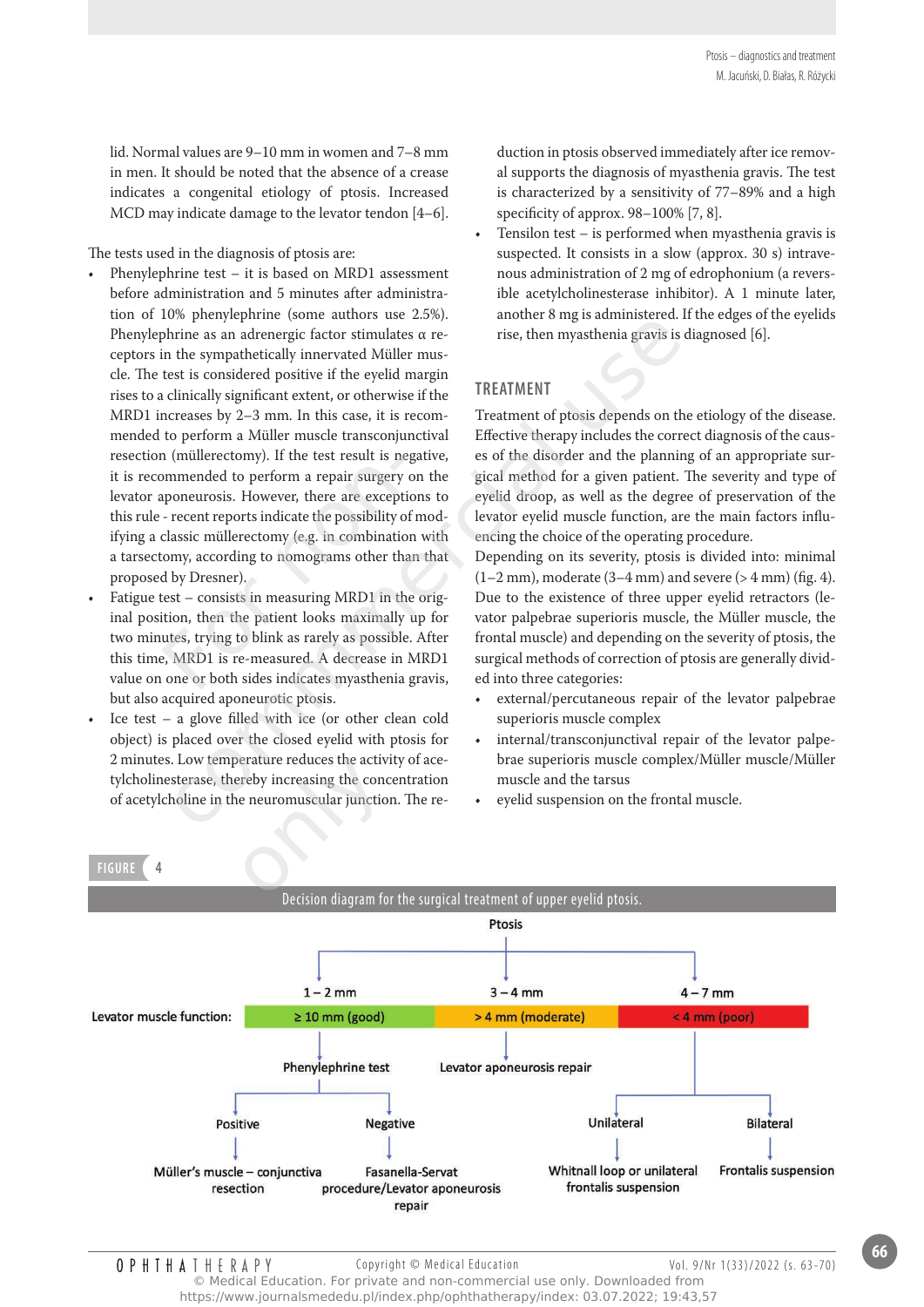lid. Normal values are 9–10 mm in women and 7–8 mm in men. It should be noted that the absence of a crease indicates a congenital etiology of ptosis. Increased MCD may indicate damage to the levator tendon [4–6].

The tests used in the diagnosis of ptosis are:

- Phenylephrine test – it is based on MRD1 assessment before administration and 5 minutes after administration of 10% phenylephrine (some authors use 2.5%). Phenylephrine as an adrenergic factor stimulates α receptors in the sympathetically innervated Müller muscle. The test is considered positive if the eyelid margin rises to a clinically significant extent, or otherwise if the MRD1 increases by 2–3 mm. In this case, it is recommended to perform a Müller muscle transconjunctival resection (müllerectomy). If the test result is negative, it is recommended to perform a repair surgery on the levator aponeurosis. However, there are exceptions to this rule - recent reports indicate the possibility of modifying a classic müllerectomy (e.g. in combination with a tarsectomy, according to nomograms other than that proposed by Dresner).
- Fatigue test – consists in measuring MRD1 in the original position, then the patient looks maximally up for two minutes, trying to blink as rarely as possible. After this time, MRD1 is re-measured. A decrease in MRD1 value on one or both sides indicates myasthenia gravis, but also acquired aponeurotic ptosis.
- Ice test – a glove filled with ice (or other clean cold object) is placed over the closed eyelid with ptosis for 2 minutes. Low temperature reduces the activity of acetylcholinesterase, thereby increasing the concentration of acetylcholine in the neuromuscular junction. The reduction in ptosis observed immediately after ice removal supports the diagnosis of myasthenia gravis. The test is characterized by a sensitivity of 77–89% and a high specificity of approx. 98–100% [7, 8].
- Tensilon test – is performed when myasthenia gravis is suspected. It consists in a slow (approx. 30 s) intravenous administration of 2 mg of edrophonium (a reversible acetylcholinesterase inhibitor). A 1 minute later, another 8 mg is administered. If the edges of the eyelids rise, then myasthenia gravis is diagnosed [6].

## TREATMENT

Treatment of ptosis depends on the etiology of the disease. Effective therapy includes the correct diagnosis of the causes of the disorder and the planning of an appropriate surgical method for a given patient. The severity and type of eyelid droop, as well as the degree of preservation of the levator eyelid muscle function, are the main factors influencing the choice of the operating procedure.

Depending on its severity, ptosis is divided into: minimal (1–2 mm), moderate (3–4 mm) and severe (> 4 mm) (fig. 4). Due to the existence of three upper eyelid retractors (levator palpebrae superioris muscle, the Müller muscle, the frontal muscle) and depending on the severity of ptosis, the surgical methods of correction of ptosis are generally divided into three categories:

- external/percutaneous repair of the levator palpebrae superioris muscle complex
- internal/transconjunctival repair of the levator palpebrae superioris muscle complex/Müller muscle/Müller muscle and the tarsus
- eyelid suspension on the frontal muscle.

FIGURE 4

Decision diagram for the surgical treatment of upper eyelid ptosis.

Ptosis

- 1 – 2 mm — Levator muscle function: ≥ 10 mm (good) → Phenylephrine test
  - Positive → Müller's muscle – conjunctiva resection
  - Negative → Fasanella-Servat procedure/Levator aponeurosis repair
- 3 – 4 mm — Levator muscle function: > 4 mm (moderate) → Levator aponeurosis repair
- 4 – 7 mm — Levator muscle function: < 4 mm (poor)
  - Unilateral → Whitnall loop or unilateral frontalis suspension
  - Bilateral → Frontalis suspension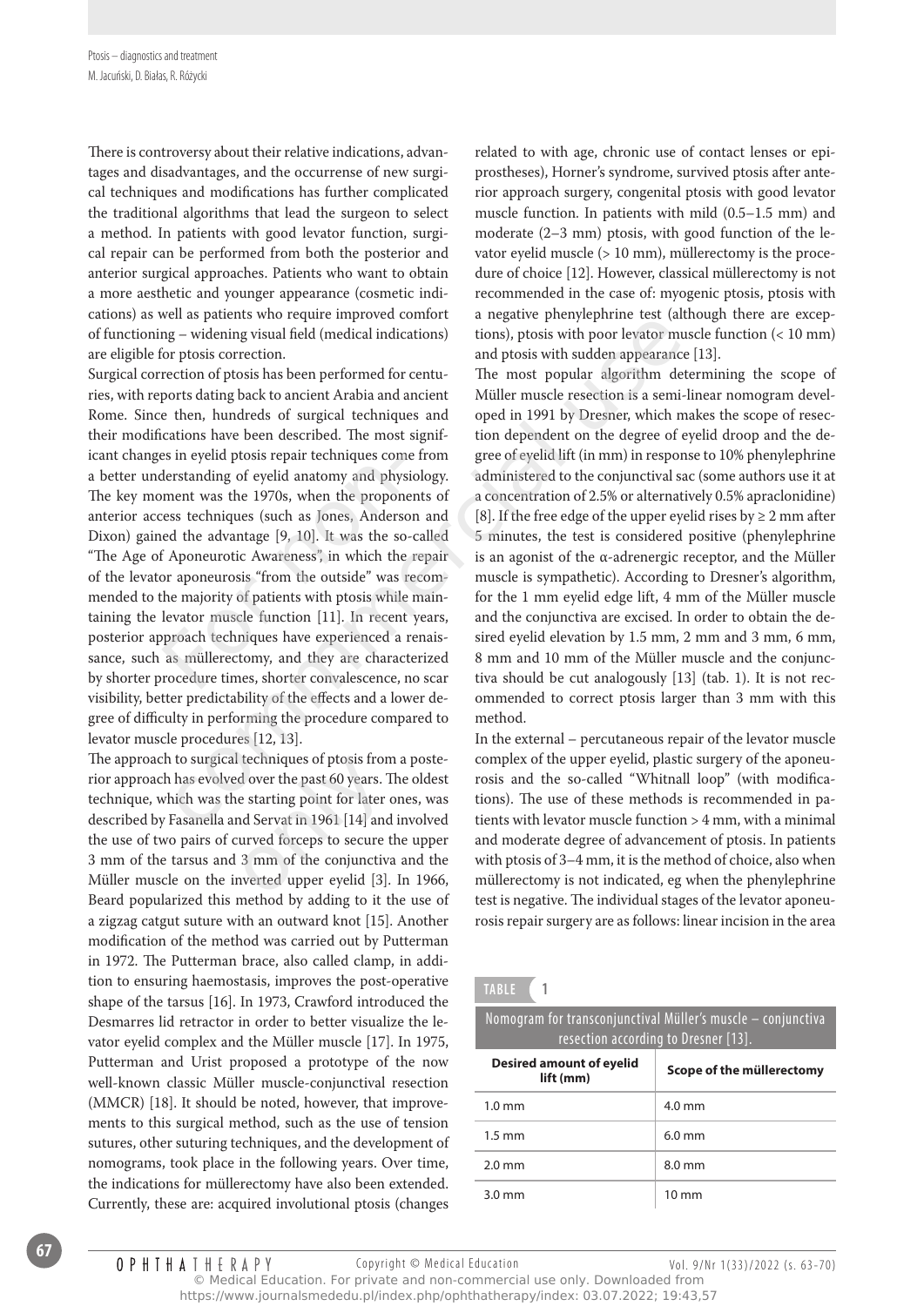There is controversy about their relative indications, advantages and disadvantages, and the occurrense of new surgical techniques and modifications has further complicated the traditional algorithms that lead the surgeon to select a method. In patients with good levator function, surgical repair can be performed from both the posterior and anterior surgical approaches. Patients who want to obtain a more aesthetic and younger appearance (cosmetic indications) as well as patients who require improved comfort of functioning – widening visual field (medical indications) are eligible for ptosis correction.

Surgical correction of ptosis has been performed for centuries, with reports dating back to ancient Arabia and ancient Rome. Since then, hundreds of surgical techniques and their modifications have been described. The most significant changes in eyelid ptosis repair techniques come from a better understanding of eyelid anatomy and physiology. The key moment was the 1970s, when the proponents of anterior access techniques (such as Jones, Anderson and Dixon) gained the advantage [9, 10]. It was the so-called "The Age of Aponeurotic Awareness", in which the repair of the levator aponeurosis "from the outside" was recommended to the majority of patients with ptosis while maintaining the levator muscle function [11]. In recent years, posterior approach techniques have experienced a renaissance, such as müllerectomy, and they are characterized by shorter procedure times, shorter convalescence, no scar visibility, better predictability of the effects and a lower degree of difficulty in performing the procedure compared to levator muscle procedures [12, 13].

The approach to surgical techniques of ptosis from a posterior approach has evolved over the past 60 years. The oldest technique, which was the starting point for later ones, was described by Fasanella and Servat in 1961 [14] and involved the use of two pairs of curved forceps to secure the upper 3 mm of the tarsus and 3 mm of the conjunctiva and the Müller muscle on the inverted upper eyelid [3]. In 1966, Beard popularized this method by adding to it the use of a zigzag catgut suture with an outward knot [15]. Another modification of the method was carried out by Putterman in 1972. The Putterman brace, also called clamp, in addition to ensuring haemostasis, improves the post-operative shape of the tarsus [16]. In 1973, Crawford introduced the Desmarres lid retractor in order to better visualize the levator eyelid complex and the Müller muscle [17]. In 1975, Putterman and Urist proposed a prototype of the now well-known classic Müller muscle-conjunctival resection (MMCR) [18]. It should be noted, however, that improvements to this surgical method, such as the use of tension sutures, other suturing techniques, and the development of nomograms, took place in the following years. Over time, the indications for müllerectomy have also been extended. Currently, these are: acquired involutional ptosis (changes related to with age, chronic use of contact lenses or epiprostheses), Horner's syndrome, survived ptosis after anterior approach surgery, congenital ptosis with good levator muscle function. In patients with mild (0.5–1.5 mm) and moderate (2–3 mm) ptosis, with good function of the levator eyelid muscle (> 10 mm), müllerectomy is the procedure of choice [12]. However, classical müllerectomy is not recommended in the case of: myogenic ptosis, ptosis with a negative phenylephrine test (although there are exceptions), ptosis with poor levator muscle function (< 10 mm) and ptosis with sudden appearance [13].

The most popular algorithm determining the scope of Müller muscle resection is a semi-linear nomogram developed in 1991 by Dresner, which makes the scope of resection dependent on the degree of eyelid droop and the degree of eyelid lift (in mm) in response to 10% phenylephrine administered to the conjunctival sac (some authors use it at a concentration of 2.5% or alternatively 0.5% apraclonidine) [8]. If the free edge of the upper eyelid rises by ≥ 2 mm after 5 minutes, the test is considered positive (phenylephrine is an agonist of the α-adrenergic receptor, and the Müller muscle is sympathetic). According to Dresner's algorithm, for the 1 mm eyelid edge lift, 4 mm of the Müller muscle and the conjunctiva are excised. In order to obtain the desired eyelid elevation by 1.5 mm, 2 mm and 3 mm, 6 mm, 8 mm and 10 mm of the Müller muscle and the conjunctiva should be cut analogously [13] (tab. 1). It is not recommended to correct ptosis larger than 3 mm with this method.

In the external – percutaneous repair of the levator muscle complex of the upper eyelid, plastic surgery of the aponeurosis and the so-called "Whitnall loop" (with modifications). The use of these methods is recommended in patients with levator muscle function > 4 mm, with a minimal and moderate degree of advancement of ptosis. In patients with ptosis of 3–4 mm, it is the method of choice, also when müllerectomy is not indicated, eg when the phenylephrine test is negative. The individual stages of the levator aponeurosis repair surgery are as follows: linear incision in the area

TABLE 1

Nomogram for transconjunctival Müller's muscle – conjunctiva resection according to Dresner [13].

| Desired amount of eyelid lift (mm) | Scope of the müllerectomy |
|---|---|
| 1.0 mm | 4.0 mm |
| 1.5 mm | 6.0 mm |
| 2.0 mm | 8.0 mm |
| 3.0 mm | 10 mm |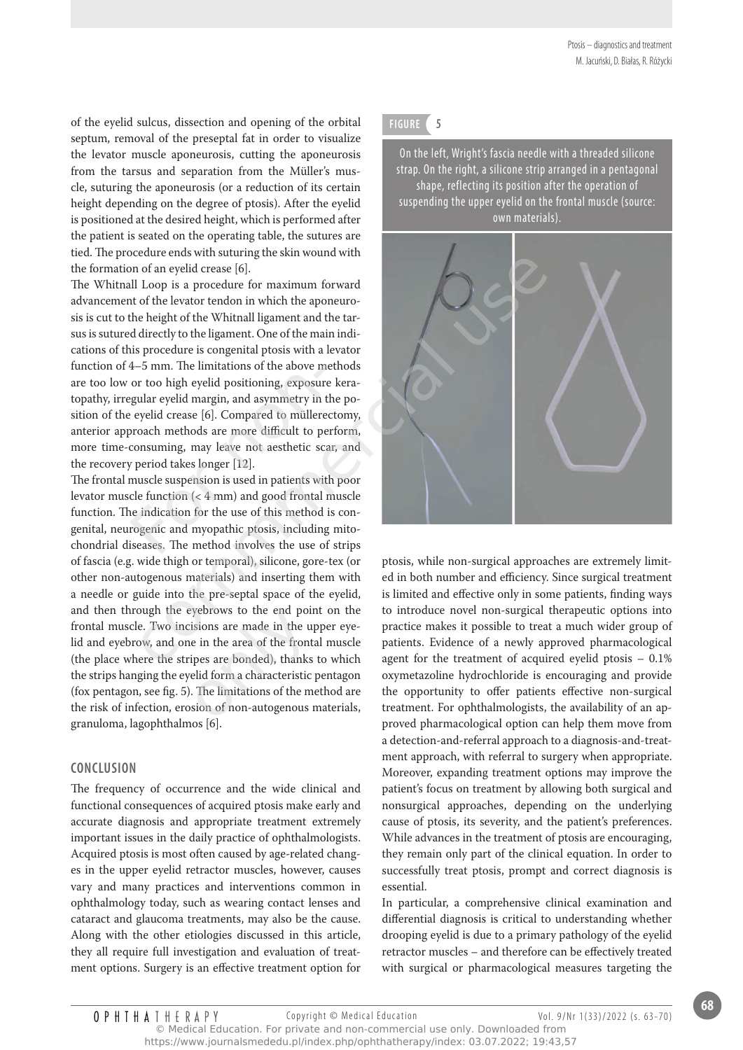of the eyelid sulcus, dissection and opening of the orbital septum, removal of the preseptal fat in order to visualize the levator muscle aponeurosis, cutting the aponeurosis from the tarsus and separation from the Müller's muscle, suturing the aponeurosis (or a reduction of its certain height depending on the degree of ptosis). After the eyelid is positioned at the desired height, which is performed after the patient is seated on the operating table, the sutures are tied. The procedure ends with suturing the skin wound with the formation of an eyelid crease [6].

The Whitnall Loop is a procedure for maximum forward advancement of the levator tendon in which the aponeurosis is cut to the height of the Whitnall ligament and the tarsus is sutured directly to the ligament. One of the main indications of this procedure is congenital ptosis with a levator function of 4–5 mm. The limitations of the above methods are too low or too high eyelid positioning, exposure keratopathy, irregular eyelid margin, and asymmetry in the position of the eyelid crease [6]. Compared to müllerectomy, anterior approach methods are more difficult to perform, more time-consuming, may leave not aesthetic scar, and the recovery period takes longer [12].

The frontal muscle suspension is used in patients with poor levator muscle function (< 4 mm) and good frontal muscle function. The indication for the use of this method is congenital, neurogenic and myopathic ptosis, including mitochondrial diseases. The method involves the use of strips of fascia (e.g. wide thigh or temporal), silicone, gore-tex (or other non-autogenous materials) and inserting them with a needle or guide into the pre-septal space of the eyelid, and then through the eyebrows to the end point on the frontal muscle. Two incisions are made in the upper eyelid and eyebrow, and one in the area of the frontal muscle (the place where the stripes are bonded), thanks to which the strips hanging the eyelid form a characteristic pentagon (fox pentagon, see fig. 5). The limitations of the method are the risk of infection, erosion of non-autogenous materials, granuloma, lagophthalmos [6].

**FIGURE 5**

On the left, Wright's fascia needle with a threaded silicone strap. On the right, a silicone strip arranged in a pentagonal shape, reflecting its position after the operation of suspending the upper eyelid on the frontal muscle (source: own materials).

## CONCLUSION

The frequency of occurrence and the wide clinical and functional consequences of acquired ptosis make early and accurate diagnosis and appropriate treatment extremely important issues in the daily practice of ophthalmologists. Acquired ptosis is most often caused by age-related changes in the upper eyelid retractor muscles, however, causes vary and many practices and interventions common in ophthalmology today, such as wearing contact lenses and cataract and glaucoma treatments, may also be the cause. Along with the other etiologies discussed in this article, they all require full investigation and evaluation of treatment options. Surgery is an effective treatment option for ptosis, while non-surgical approaches are extremely limited in both number and efficiency. Since surgical treatment is limited and effective only in some patients, finding ways to introduce novel non-surgical therapeutic options into practice makes it possible to treat a much wider group of patients. Evidence of a newly approved pharmacological agent for the treatment of acquired eyelid ptosis – 0.1% oxymetazoline hydrochloride is encouraging and provide the opportunity to offer patients effective non-surgical treatment. For ophthalmologists, the availability of an approved pharmacological option can help them move from a detection-and-referral approach to a diagnosis-and-treatment approach, with referral to surgery when appropriate. Moreover, expanding treatment options may improve the patient's focus on treatment by allowing both surgical and nonsurgical approaches, depending on the underlying cause of ptosis, its severity, and the patient's preferences. While advances in the treatment of ptosis are encouraging, they remain only part of the clinical equation. In order to successfully treat ptosis, prompt and correct diagnosis is essential.

In particular, a comprehensive clinical examination and differential diagnosis is critical to understanding whether drooping eyelid is due to a primary pathology of the eyelid retractor muscles – and therefore can be effectively treated with surgical or pharmacological measures targeting the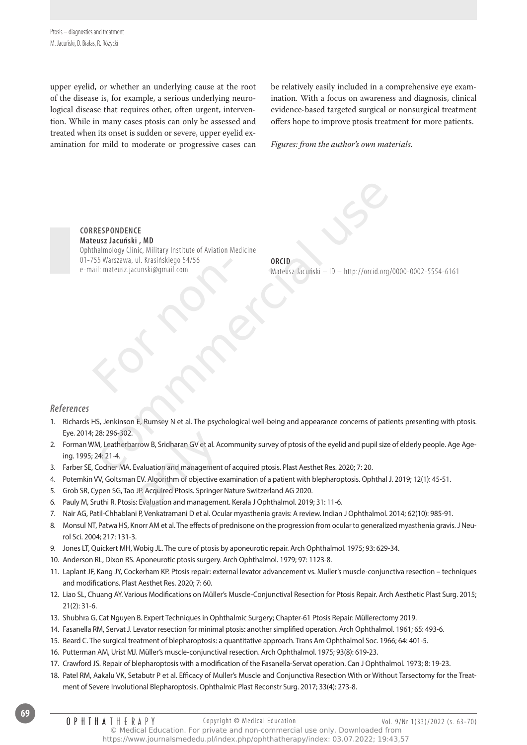upper eyelid, or whether an underlying cause at the root of the disease is, for example, a serious underlying neurological disease that requires other, often urgent, intervention. While in many cases ptosis can only be assessed and treated when its onset is sudden or severe, upper eyelid examination for mild to moderate or progressive cases can be relatively easily included in a comprehensive eye examination. With a focus on awareness and diagnosis, clinical evidence-based targeted surgical or nonsurgical treatment offers hope to improve ptosis treatment for more patients.

*Figures: from the author's own materials.*

**CORRESPONDENCE**
**Mateusz Jacuński , MD**
Ophthalmology Clinic, Military Institute of Aviation Medicine
01-755 Warszawa, ul. Krasińskiego 54/56
e-mail: mateusz.jacunski@gmail.com

**ORCID**
Mateusz Jacuński – ID – http://orcid.org/0000-0002-5554-6161

## *References*

1. Richards HS, Jenkinson E, Rumsey N et al. The psychological well-being and appearance concerns of patients presenting with ptosis. Eye. 2014; 28: 296-302.
2. Forman WM, Leatherbarrow B, Sridharan GV et al. Acommunity survey of ptosis of the eyelid and pupil size of elderly people. Age Ageing. 1995; 24: 21-4.
3. Farber SE, Codner MA. Evaluation and management of acquired ptosis. Plast Aesthet Res. 2020; 7: 20.
4. Potemkin VV, Goltsman EV. Algorithm of objective examination of a patient with blepharoptosis. Ophthal J. 2019; 12(1): 45-51.
5. Grob SR, Cypen SG, Tao JP. Acquired Ptosis. Springer Nature Switzerland AG 2020.
6. Pauly M, Sruthi R. Ptosis: Evaluation and management. Kerala J Ophthalmol. 2019; 31: 11-6.
7. Nair AG, Patil-Chhablani P, Venkatramani D et al. Ocular myasthenia gravis: A review. Indian J Ophthalmol. 2014; 62(10): 985-91.
8. Monsul NT, Patwa HS, Knorr AM et al. The effects of prednisone on the progression from ocular to generalized myasthenia gravis. J Neurol Sci. 2004; 217: 131-3.
9. Jones LT, Quickert MH, Wobig JL. The cure of ptosis by aponeurotic repair. Arch Ophthalmol. 1975; 93: 629-34.
10. Anderson RL, Dixon RS. Aponeurotic ptosis surgery. Arch Ophthalmol. 1979; 97: 1123-8.
11. Laplant JF, Kang JY, Cockerham KP. Ptosis repair: external levator advancement vs. Muller's muscle-conjunctiva resection – techniques and modifications. Plast Aesthet Res. 2020; 7: 60.
12. Liao SL, Chuang AY. Various Modifications on Müller's Muscle-Conjunctival Resection for Ptosis Repair. Arch Aesthetic Plast Surg. 2015; 21(2): 31-6.
13. Shubhra G, Cat Nguyen B. Expert Techniques in Ophthalmic Surgery; Chapter-61 Ptosis Repair: Müllerectomy 2019.
14. Fasanella RM, Servat J. Levator resection for minimal ptosis: another simplified operation. Arch Ophthalmol. 1961; 65: 493-6.
15. Beard C. The surgical treatment of blepharoptosis: a quantitative approach. Trans Am Ophthalmol Soc. 1966; 64: 401-5.
16. Putterman AM, Urist MJ. Müller's muscle-conjunctival resection. Arch Ophthalmol. 1975; 93(8): 619-23.
17. Crawford JS. Repair of blepharoptosis with a modification of the Fasanella-Servat operation. Can J Ophthalmol. 1973; 8: 19-23.
18. Patel RM, Aakalu VK, Setabutr P et al. Efficacy of Muller's Muscle and Conjunctiva Resection With or Without Tarsectomy for the Treatment of Severe Involutional Blepharoptosis. Ophthalmic Plast Reconstr Surg. 2017; 33(4): 273-8.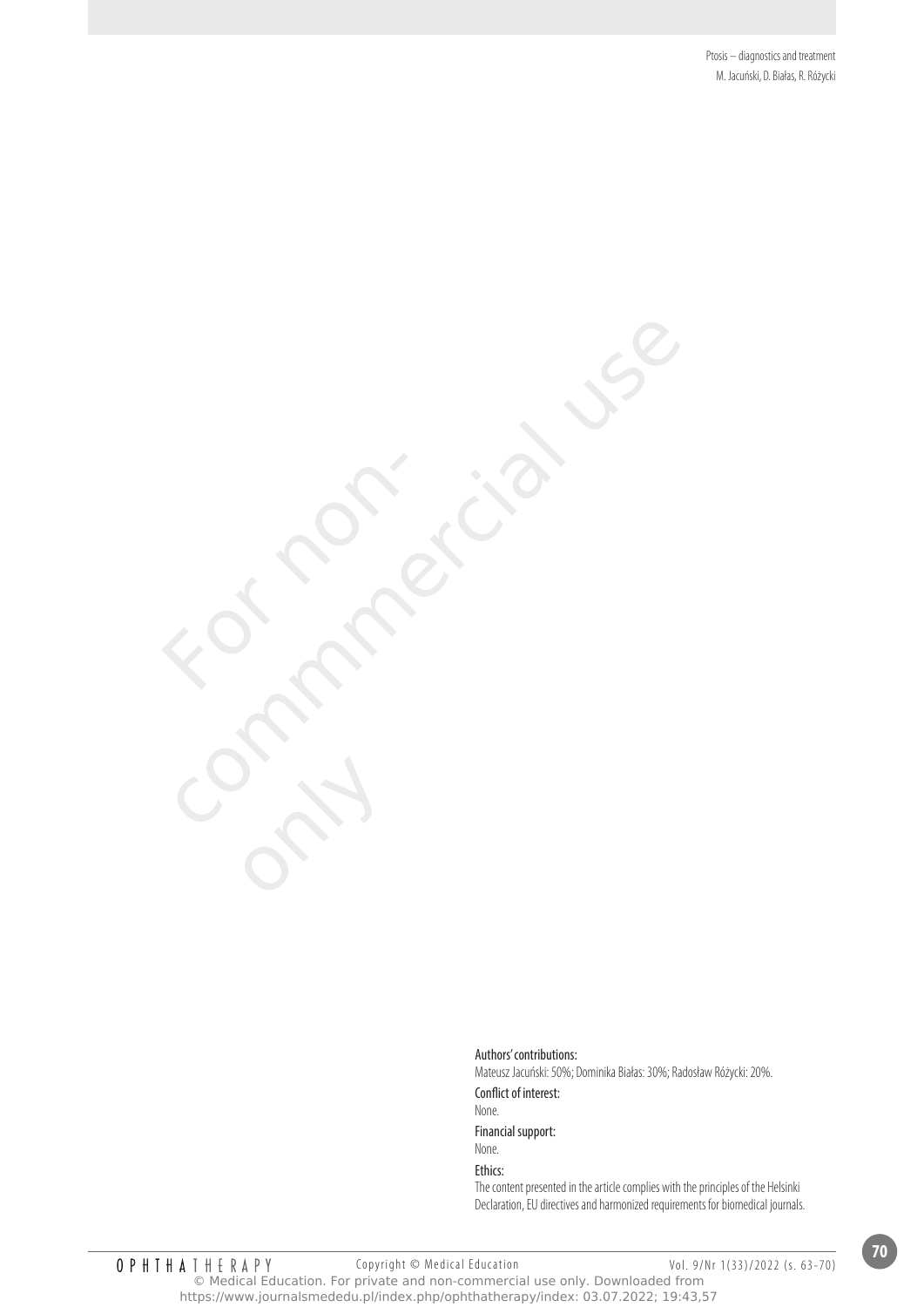**Authors' contributions:**
Mateusz Jacuński: 50%; Dominika Białas: 30%; Radosław Różycki: 20%.

**Conflict of interest:**
None.

**Financial support:**
None.

**Ethics:**
The content presented in the article complies with the principles of the Helsinki Declaration, EU directives and harmonized requirements for biomedical journals.